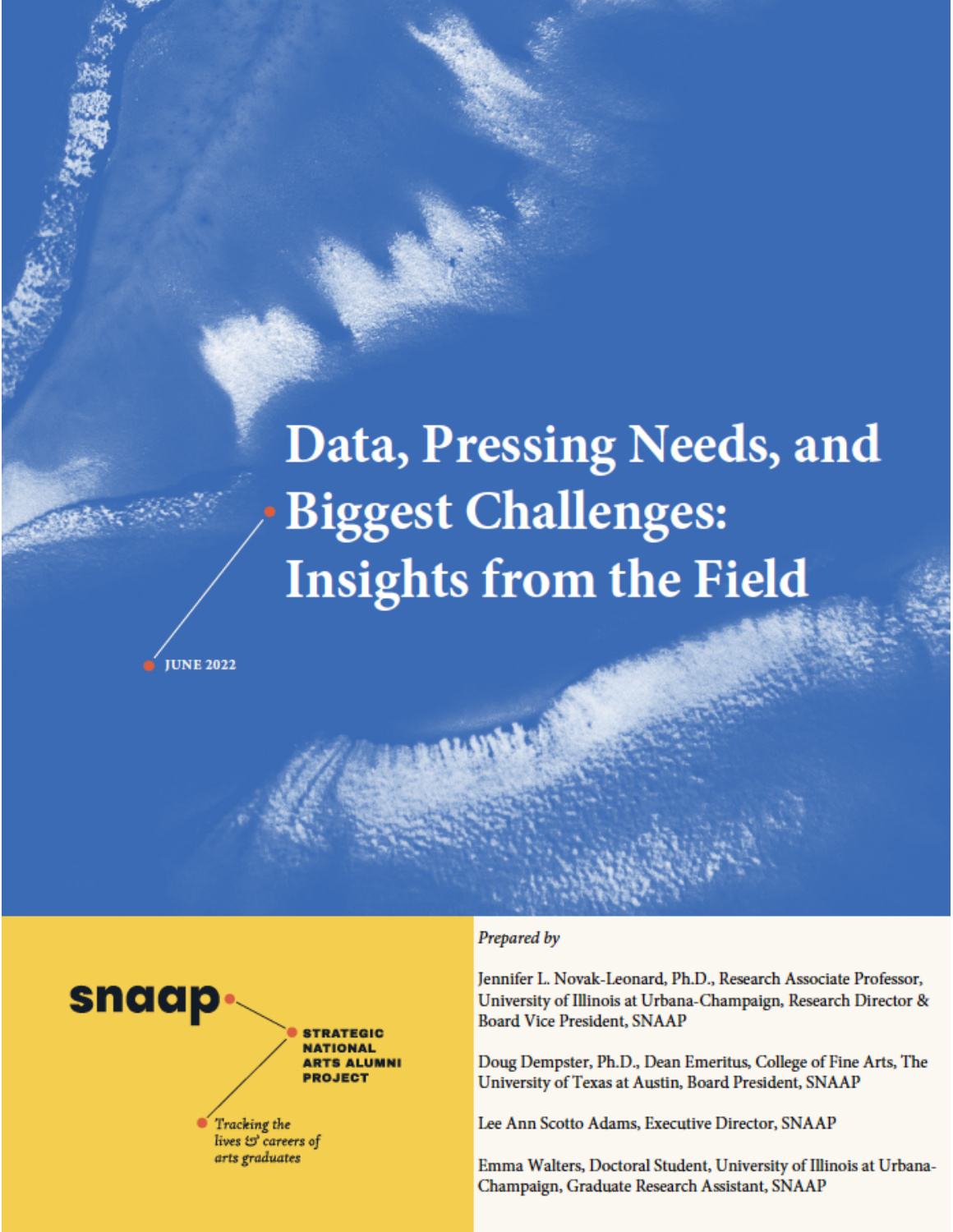# Data, Pressing Needs, and Biggest Challenges: Insights from the Field

JUNE 2022

**snaap** STRATEGIC NATIONAL ARTS ALUMNI PROJECT

*Tracking the lives & careers of arts graduates*

*Prepared by*

Jennifer L. Novak-Leonard, Ph.D., Research Associate Professor, University of Illinois at Urbana-Champaign, Research Director & Board Vice President, SNAAP

Doug Dempster, Ph.D., Dean Emeritus, College of Fine Arts, The University of Texas at Austin, Board President, SNAAP

Lee Ann Scotto Adams, Executive Director, SNAAP

Emma Walters, Doctoral Student, University of Illinois at Urbana-Champaign, Graduate Research Assistant, SNAAP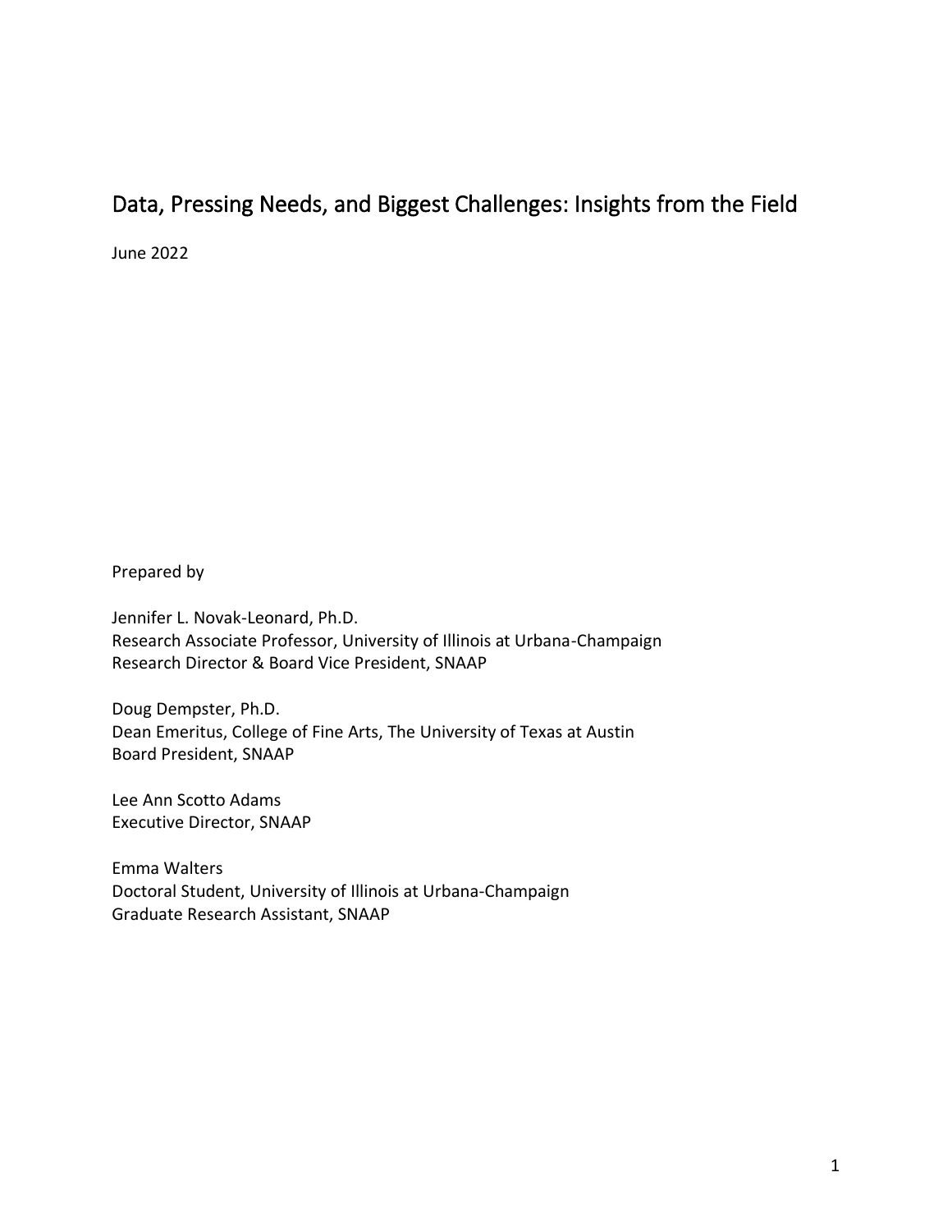# Data, Pressing Needs, and Biggest Challenges: Insights from the Field

June 2022

Prepared by

Jennifer L. Novak-Leonard, Ph.D.
Research Associate Professor, University of Illinois at Urbana-Champaign
Research Director & Board Vice President, SNAAP

Doug Dempster, Ph.D.
Dean Emeritus, College of Fine Arts, The University of Texas at Austin
Board President, SNAAP

Lee Ann Scotto Adams
Executive Director, SNAAP

Emma Walters
Doctoral Student, University of Illinois at Urbana-Champaign
Graduate Research Assistant, SNAAP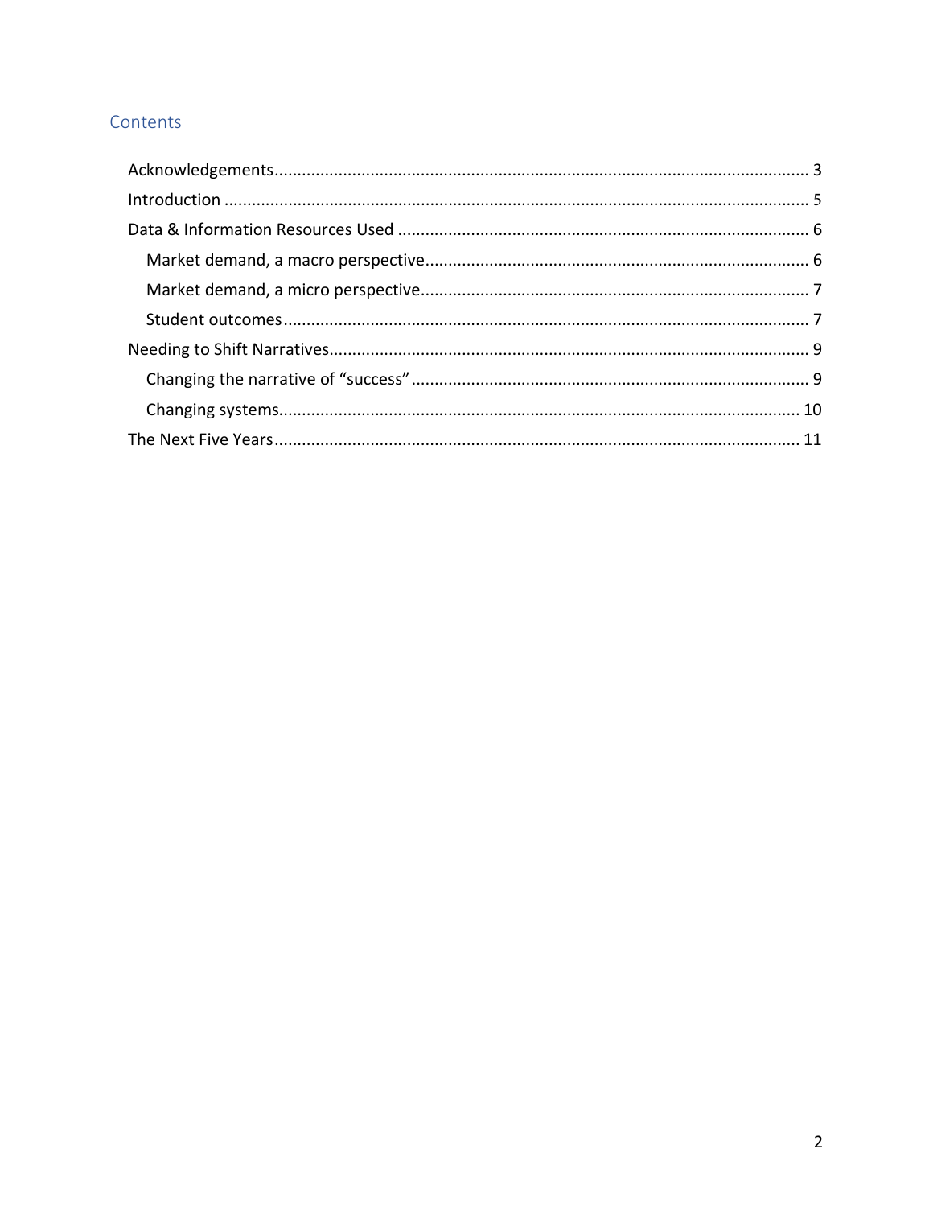## Contents

- Acknowledgements .......... 3
- Introduction .......... 5
- Data & Information Resources Used .......... 6
  - Market demand, a macro perspective .......... 6
  - Market demand, a micro perspective .......... 7
  - Student outcomes .......... 7
- Needing to Shift Narratives .......... 9
  - Changing the narrative of "success" .......... 9
  - Changing systems .......... 10
- The Next Five Years .......... 11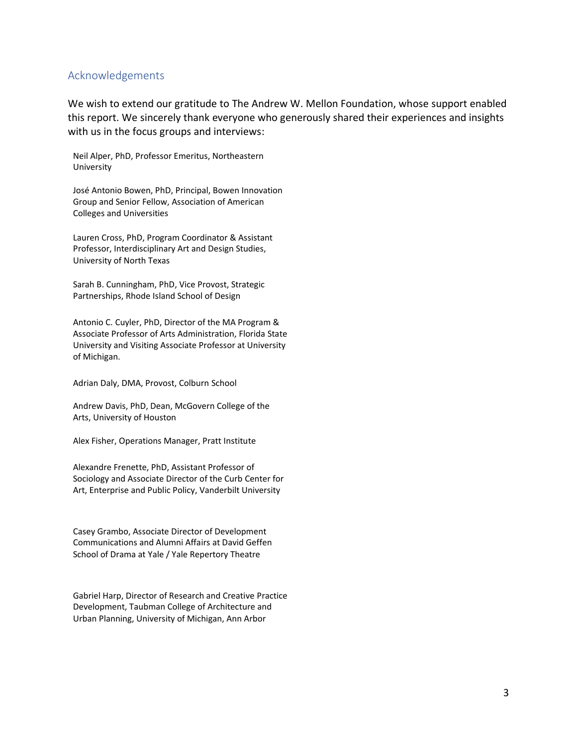## Acknowledgements

We wish to extend our gratitude to The Andrew W. Mellon Foundation, whose support enabled this report. We sincerely thank everyone who generously shared their experiences and insights with us in the focus groups and interviews:

Neil Alper, PhD, Professor Emeritus, Northeastern University

José Antonio Bowen, PhD, Principal, Bowen Innovation Group and Senior Fellow, Association of American Colleges and Universities

Lauren Cross, PhD, Program Coordinator & Assistant Professor, Interdisciplinary Art and Design Studies, University of North Texas

Sarah B. Cunningham, PhD, Vice Provost, Strategic Partnerships, Rhode Island School of Design

Antonio C. Cuyler, PhD, Director of the MA Program & Associate Professor of Arts Administration, Florida State University and Visiting Associate Professor at University of Michigan.

Adrian Daly, DMA, Provost, Colburn School

Andrew Davis, PhD, Dean, McGovern College of the Arts, University of Houston

Alex Fisher, Operations Manager, Pratt Institute

Alexandre Frenette, PhD, Assistant Professor of Sociology and Associate Director of the Curb Center for Art, Enterprise and Public Policy, Vanderbilt University

Casey Grambo, Associate Director of Development Communications and Alumni Affairs at David Geffen School of Drama at Yale / Yale Repertory Theatre

Gabriel Harp, Director of Research and Creative Practice Development, Taubman College of Architecture and Urban Planning, University of Michigan, Ann Arbor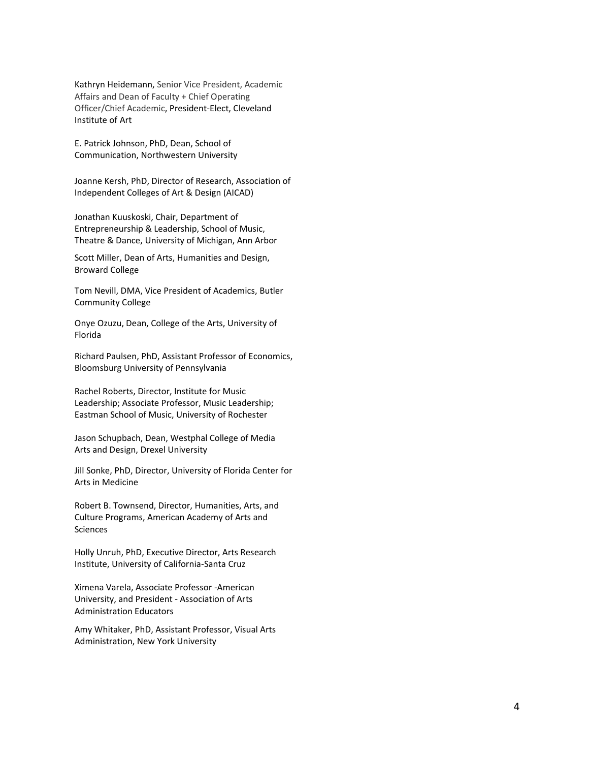Kathryn Heidemann, Senior Vice President, Academic Affairs and Dean of Faculty + Chief Operating Officer/Chief Academic, President-Elect, Cleveland Institute of Art

E. Patrick Johnson, PhD, Dean, School of Communication, Northwestern University

Joanne Kersh, PhD, Director of Research, Association of Independent Colleges of Art & Design (AICAD)

Jonathan Kuuskoski, Chair, Department of Entrepreneurship & Leadership, School of Music, Theatre & Dance, University of Michigan, Ann Arbor

Scott Miller, Dean of Arts, Humanities and Design, Broward College

Tom Nevill, DMA, Vice President of Academics, Butler Community College

Onye Ozuzu, Dean, College of the Arts, University of Florida

Richard Paulsen, PhD, Assistant Professor of Economics, Bloomsburg University of Pennsylvania

Rachel Roberts, Director, Institute for Music Leadership; Associate Professor, Music Leadership; Eastman School of Music, University of Rochester

Jason Schupbach, Dean, Westphal College of Media Arts and Design, Drexel University

Jill Sonke, PhD, Director, University of Florida Center for Arts in Medicine

Robert B. Townsend, Director, Humanities, Arts, and Culture Programs, American Academy of Arts and Sciences

Holly Unruh, PhD, Executive Director, Arts Research Institute, University of California-Santa Cruz

Ximena Varela, Associate Professor -American University, and President - Association of Arts Administration Educators

Amy Whitaker, PhD, Assistant Professor, Visual Arts Administration, New York University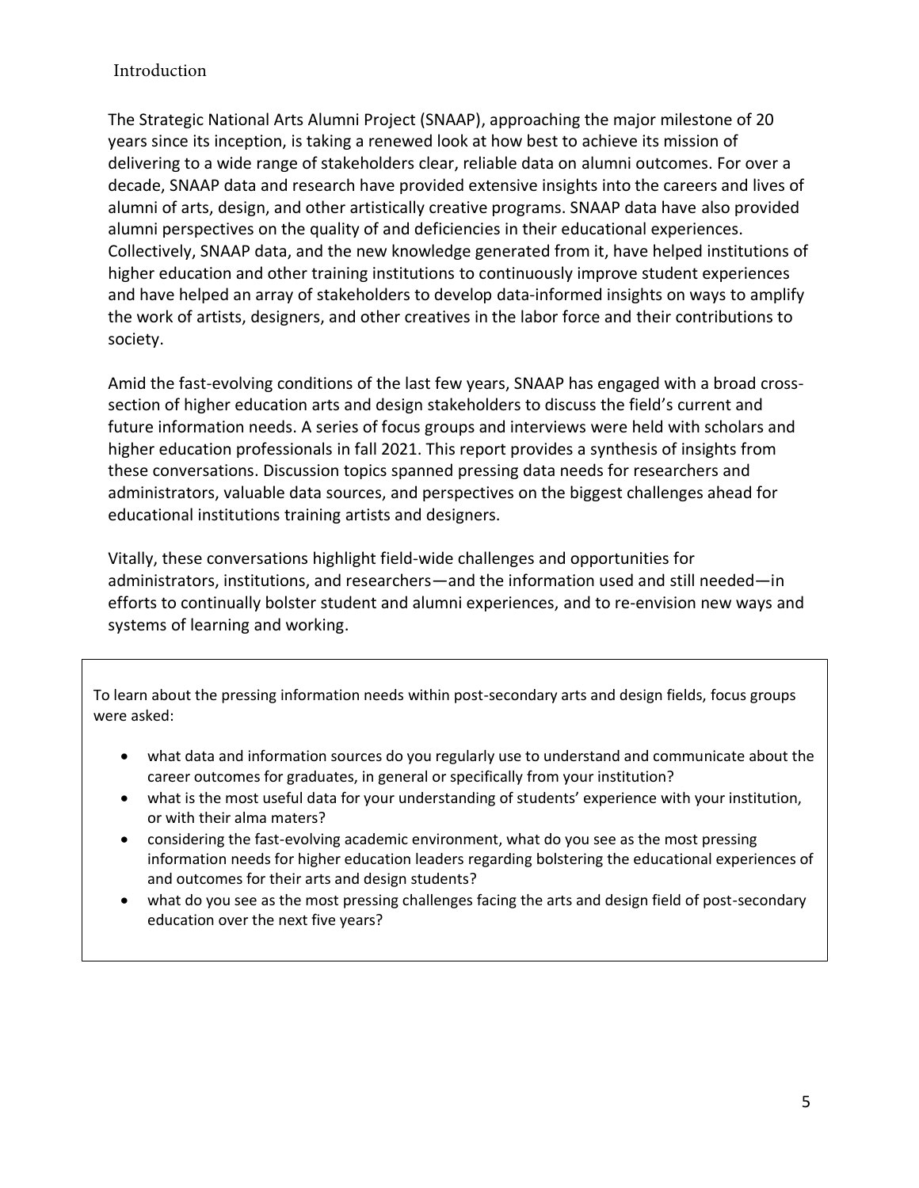## Introduction

The Strategic National Arts Alumni Project (SNAAP), approaching the major milestone of 20 years since its inception, is taking a renewed look at how best to achieve its mission of delivering to a wide range of stakeholders clear, reliable data on alumni outcomes. For over a decade, SNAAP data and research have provided extensive insights into the careers and lives of alumni of arts, design, and other artistically creative programs. SNAAP data have also provided alumni perspectives on the quality of and deficiencies in their educational experiences. Collectively, SNAAP data, and the new knowledge generated from it, have helped institutions of higher education and other training institutions to continuously improve student experiences and have helped an array of stakeholders to develop data-informed insights on ways to amplify the work of artists, designers, and other creatives in the labor force and their contributions to society.

Amid the fast-evolving conditions of the last few years, SNAAP has engaged with a broad cross-section of higher education arts and design stakeholders to discuss the field's current and future information needs. A series of focus groups and interviews were held with scholars and higher education professionals in fall 2021. This report provides a synthesis of insights from these conversations. Discussion topics spanned pressing data needs for researchers and administrators, valuable data sources, and perspectives on the biggest challenges ahead for educational institutions training artists and designers.

Vitally, these conversations highlight field-wide challenges and opportunities for administrators, institutions, and researchers—and the information used and still needed—in efforts to continually bolster student and alumni experiences, and to re-envision new ways and systems of learning and working.

> To learn about the pressing information needs within post-secondary arts and design fields, focus groups were asked:
>
> - what data and information sources do you regularly use to understand and communicate about the career outcomes for graduates, in general or specifically from your institution?
> - what is the most useful data for your understanding of students' experience with your institution, or with their alma maters?
> - considering the fast-evolving academic environment, what do you see as the most pressing information needs for higher education leaders regarding bolstering the educational experiences of and outcomes for their arts and design students?
> - what do you see as the most pressing challenges facing the arts and design field of post-secondary education over the next five years?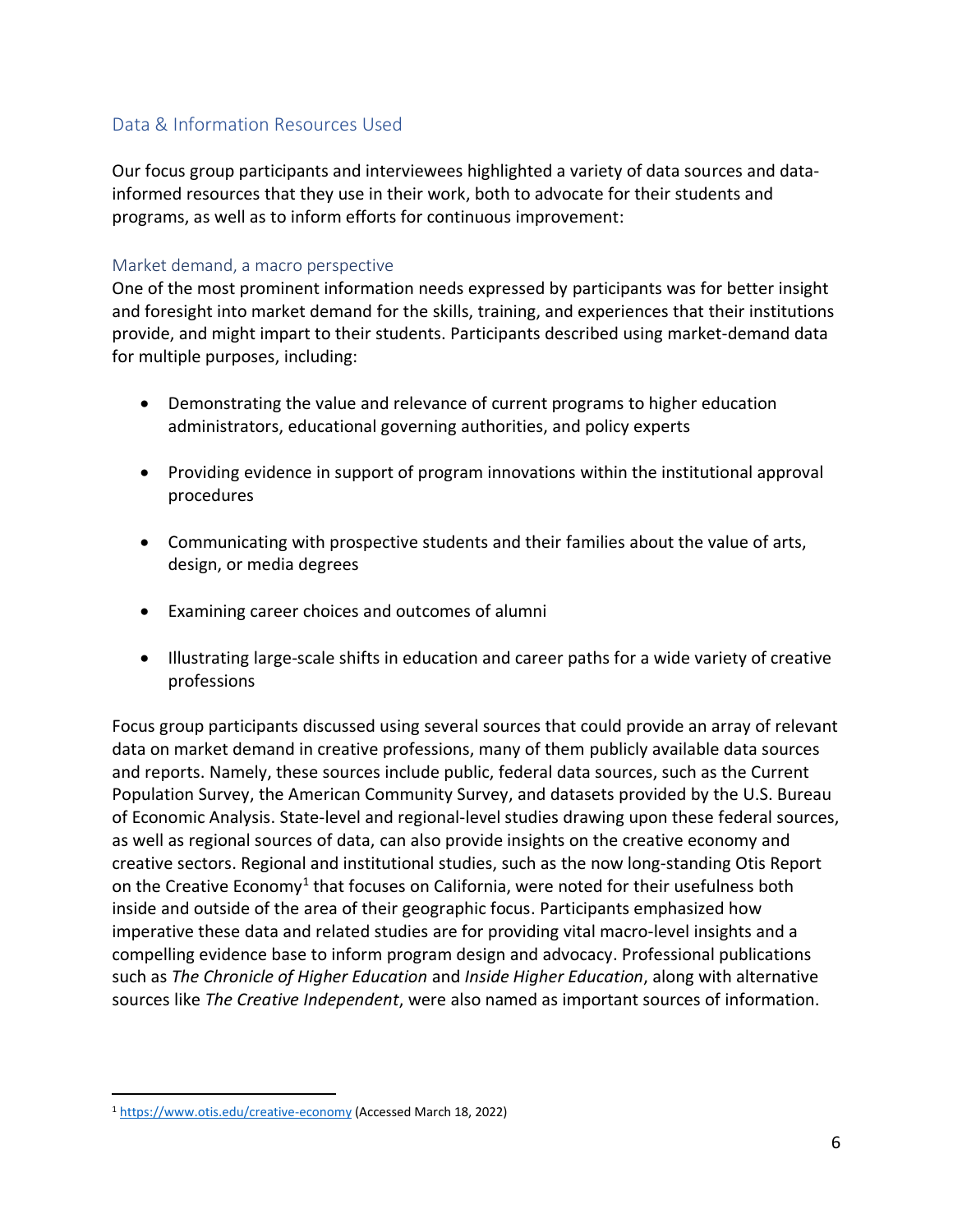## Data & Information Resources Used

Our focus group participants and interviewees highlighted a variety of data sources and data-informed resources that they use in their work, both to advocate for their students and programs, as well as to inform efforts for continuous improvement:

### Market demand, a macro perspective

One of the most prominent information needs expressed by participants was for better insight and foresight into market demand for the skills, training, and experiences that their institutions provide, and might impart to their students. Participants described using market-demand data for multiple purposes, including:

- Demonstrating the value and relevance of current programs to higher education administrators, educational governing authorities, and policy experts
- Providing evidence in support of program innovations within the institutional approval procedures
- Communicating with prospective students and their families about the value of arts, design, or media degrees
- Examining career choices and outcomes of alumni
- Illustrating large-scale shifts in education and career paths for a wide variety of creative professions

Focus group participants discussed using several sources that could provide an array of relevant data on market demand in creative professions, many of them publicly available data sources and reports. Namely, these sources include public, federal data sources, such as the Current Population Survey, the American Community Survey, and datasets provided by the U.S. Bureau of Economic Analysis. State-level and regional-level studies drawing upon these federal sources, as well as regional sources of data, can also provide insights on the creative economy and creative sectors. Regional and institutional studies, such as the now long-standing Otis Report on the Creative Economy[1] that focuses on California, were noted for their usefulness both inside and outside of the area of their geographic focus. Participants emphasized how imperative these data and related studies are for providing vital macro-level insights and a compelling evidence base to inform program design and advocacy. Professional publications such as *The Chronicle of Higher Education* and *Inside Higher Education*, along with alternative sources like *The Creative Independent*, were also named as important sources of information.

---

[1] https://www.otis.edu/creative-economy (Accessed March 18, 2022)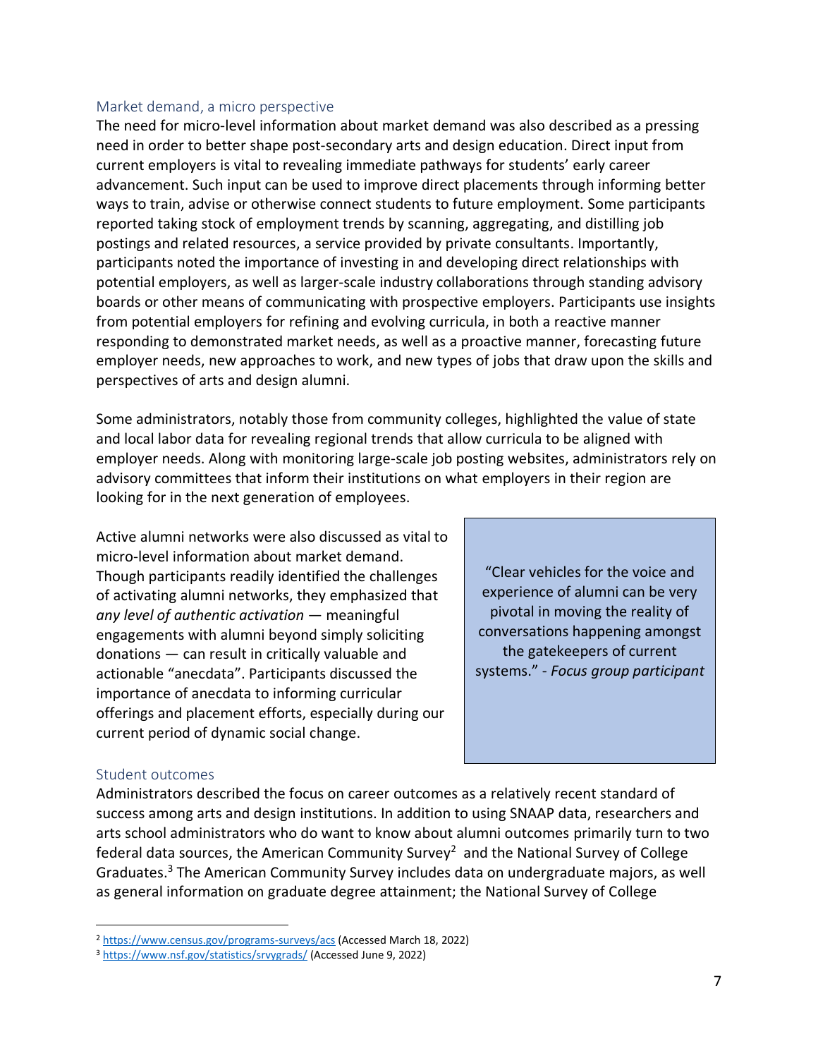### Market demand, a micro perspective

The need for micro-level information about market demand was also described as a pressing need in order to better shape post-secondary arts and design education. Direct input from current employers is vital to revealing immediate pathways for students' early career advancement. Such input can be used to improve direct placements through informing better ways to train, advise or otherwise connect students to future employment. Some participants reported taking stock of employment trends by scanning, aggregating, and distilling job postings and related resources, a service provided by private consultants. Importantly, participants noted the importance of investing in and developing direct relationships with potential employers, as well as larger-scale industry collaborations through standing advisory boards or other means of communicating with prospective employers. Participants use insights from potential employers for refining and evolving curricula, in both a reactive manner responding to demonstrated market needs, as well as a proactive manner, forecasting future employer needs, new approaches to work, and new types of jobs that draw upon the skills and perspectives of arts and design alumni.

Some administrators, notably those from community colleges, highlighted the value of state and local labor data for revealing regional trends that allow curricula to be aligned with employer needs. Along with monitoring large-scale job posting websites, administrators rely on advisory committees that inform their institutions on what employers in their region are looking for in the next generation of employees.

Active alumni networks were also discussed as vital to micro-level information about market demand. Though participants readily identified the challenges of activating alumni networks, they emphasized that *any level of authentic activation* — meaningful engagements with alumni beyond simply soliciting donations — can result in critically valuable and actionable "anecdata". Participants discussed the importance of anecdata to informing curricular offerings and placement efforts, especially during our current period of dynamic social change.

> "Clear vehicles for the voice and experience of alumni can be very pivotal in moving the reality of conversations happening amongst the gatekeepers of current systems." - *Focus group participant*

### Student outcomes

Administrators described the focus on career outcomes as a relatively recent standard of success among arts and design institutions. In addition to using SNAAP data, researchers and arts school administrators who do want to know about alumni outcomes primarily turn to two federal data sources, the American Community Survey[2] and the National Survey of College Graduates.[3] The American Community Survey includes data on undergraduate majors, as well as general information on graduate degree attainment; the National Survey of College

---

[2] https://www.census.gov/programs-surveys/acs (Accessed March 18, 2022)

[3] https://www.nsf.gov/statistics/srvygrads/ (Accessed June 9, 2022)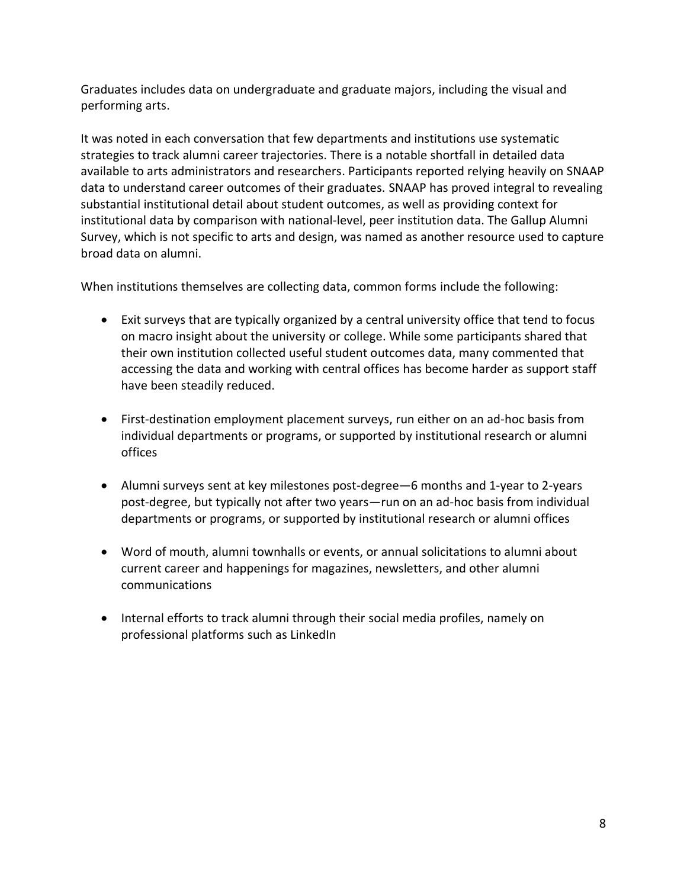Graduates includes data on undergraduate and graduate majors, including the visual and performing arts.

It was noted in each conversation that few departments and institutions use systematic strategies to track alumni career trajectories. There is a notable shortfall in detailed data available to arts administrators and researchers. Participants reported relying heavily on SNAAP data to understand career outcomes of their graduates. SNAAP has proved integral to revealing substantial institutional detail about student outcomes, as well as providing context for institutional data by comparison with national-level, peer institution data. The Gallup Alumni Survey, which is not specific to arts and design, was named as another resource used to capture broad data on alumni.

When institutions themselves are collecting data, common forms include the following:

- Exit surveys that are typically organized by a central university office that tend to focus on macro insight about the university or college. While some participants shared that their own institution collected useful student outcomes data, many commented that accessing the data and working with central offices has become harder as support staff have been steadily reduced.

- First-destination employment placement surveys, run either on an ad-hoc basis from individual departments or programs, or supported by institutional research or alumni offices

- Alumni surveys sent at key milestones post-degree—6 months and 1-year to 2-years post-degree, but typically not after two years—run on an ad-hoc basis from individual departments or programs, or supported by institutional research or alumni offices

- Word of mouth, alumni townhalls or events, or annual solicitations to alumni about current career and happenings for magazines, newsletters, and other alumni communications

- Internal efforts to track alumni through their social media profiles, namely on professional platforms such as LinkedIn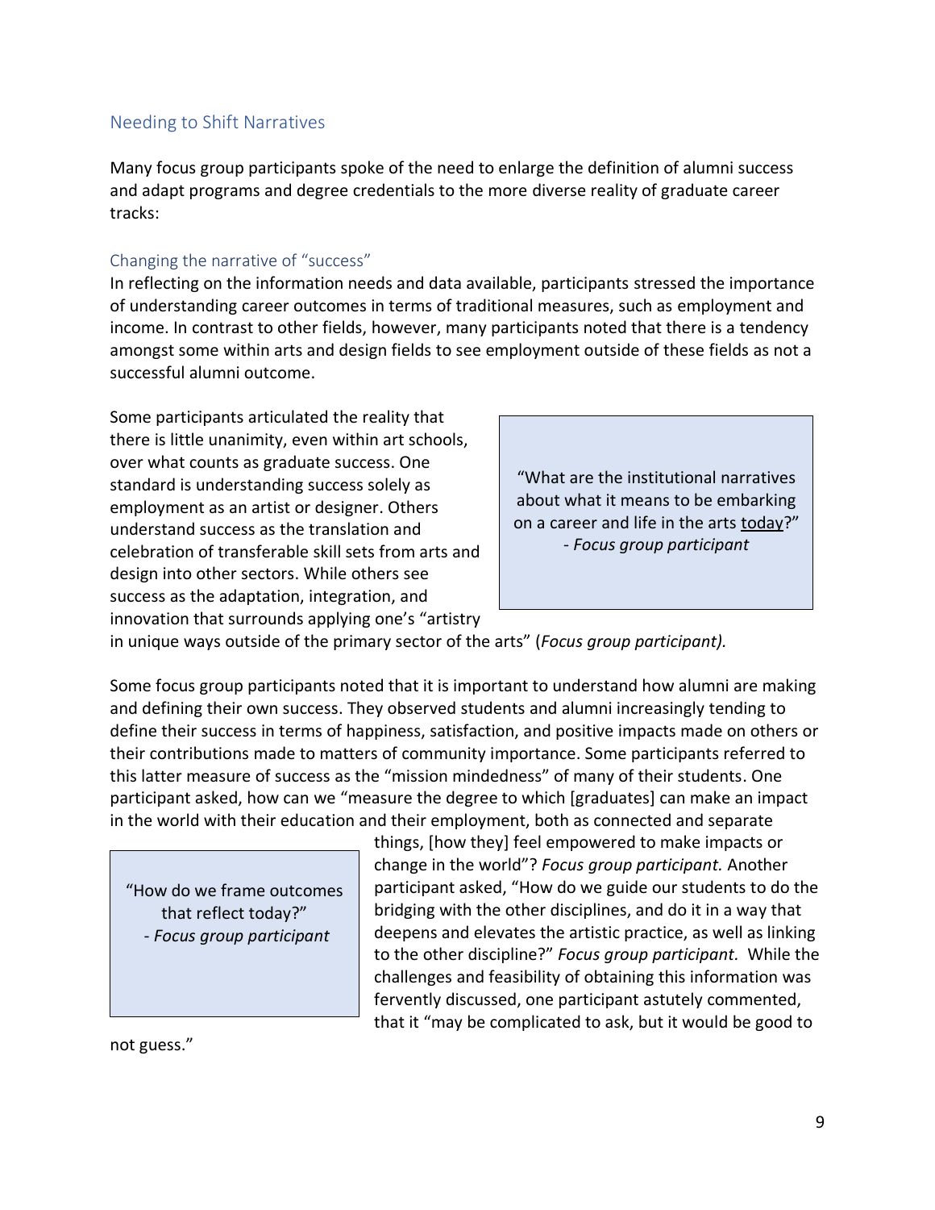## Needing to Shift Narratives

Many focus group participants spoke of the need to enlarge the definition of alumni success and adapt programs and degree credentials to the more diverse reality of graduate career tracks:

### Changing the narrative of "success"

In reflecting on the information needs and data available, participants stressed the importance of understanding career outcomes in terms of traditional measures, such as employment and income. In contrast to other fields, however, many participants noted that there is a tendency amongst some within arts and design fields to see employment outside of these fields as not a successful alumni outcome.

Some participants articulated the reality that there is little unanimity, even within art schools, over what counts as graduate success. One standard is understanding success solely as employment as an artist or designer. Others understand success as the translation and celebration of transferable skill sets from arts and design into other sectors. While others see success as the adaptation, integration, and innovation that surrounds applying one's "artistry in unique ways outside of the primary sector of the arts" (*Focus group participant).*

> "What are the institutional narratives about what it means to be embarking on a career and life in the arts <u>today</u>?"
> - *Focus group participant*

Some focus group participants noted that it is important to understand how alumni are making and defining their own success. They observed students and alumni increasingly tending to define their success in terms of happiness, satisfaction, and positive impacts made on others or their contributions made to matters of community importance. Some participants referred to this latter measure of success as the "mission mindedness" of many of their students. One participant asked, how can we "measure the degree to which [graduates] can make an impact in the world with their education and their employment, both as connected and separate things, [how they] feel empowered to make impacts or change in the world"? *Focus group participant.* Another participant asked, "How do we guide our students to do the bridging with the other disciplines, and do it in a way that deepens and elevates the artistic practice, as well as linking to the other discipline?" *Focus group participant.* While the challenges and feasibility of obtaining this information was fervently discussed, one participant astutely commented, that it "may be complicated to ask, but it would be good to not guess."

> "How do we frame outcomes that reflect today?"
> - *Focus group participant*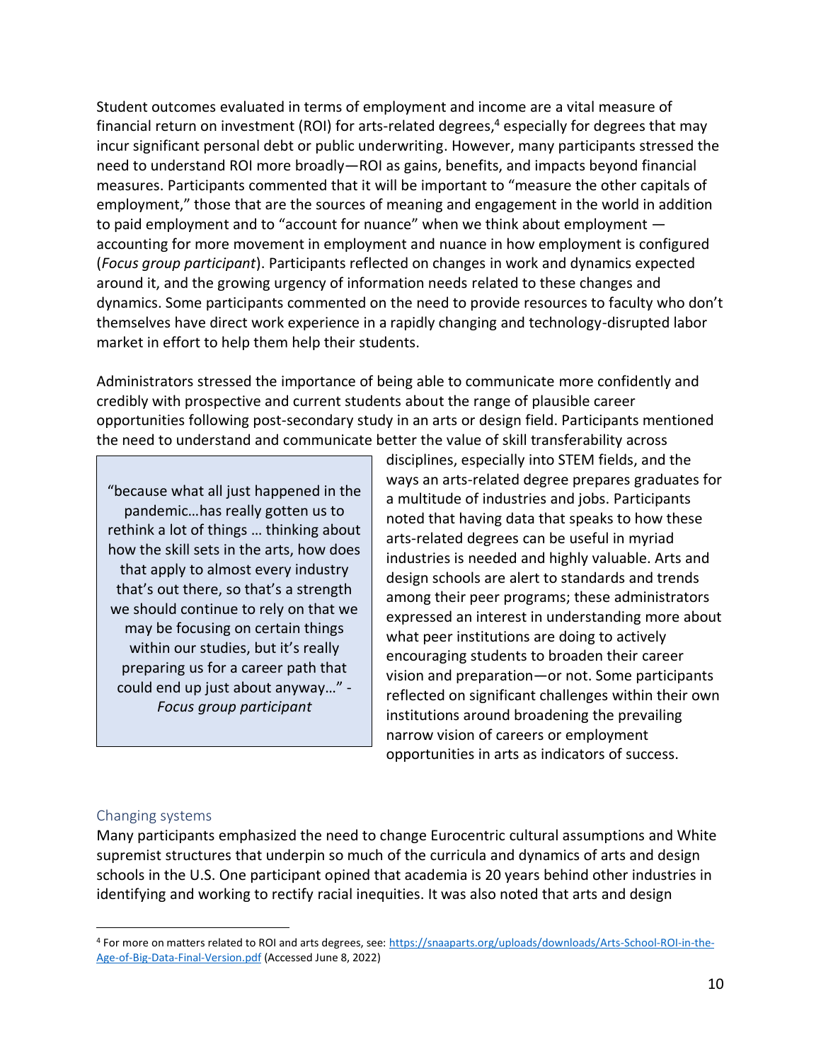Student outcomes evaluated in terms of employment and income are a vital measure of financial return on investment (ROI) for arts-related degrees,[4] especially for degrees that may incur significant personal debt or public underwriting. However, many participants stressed the need to understand ROI more broadly—ROI as gains, benefits, and impacts beyond financial measures. Participants commented that it will be important to "measure the other capitals of employment," those that are the sources of meaning and engagement in the world in addition to paid employment and to "account for nuance" when we think about employment — accounting for more movement in employment and nuance in how employment is configured (*Focus group participant*). Participants reflected on changes in work and dynamics expected around it, and the growing urgency of information needs related to these changes and dynamics. Some participants commented on the need to provide resources to faculty who don't themselves have direct work experience in a rapidly changing and technology-disrupted labor market in effort to help them help their students.

Administrators stressed the importance of being able to communicate more confidently and credibly with prospective and current students about the range of plausible career opportunities following post-secondary study in an arts or design field. Participants mentioned the need to understand and communicate better the value of skill transferability across disciplines, especially into STEM fields, and the ways an arts-related degree prepares graduates for a multitude of industries and jobs. Participants noted that having data that speaks to how these arts-related degrees can be useful in myriad industries is needed and highly valuable. Arts and design schools are alert to standards and trends among their peer programs; these administrators expressed an interest in understanding more about what peer institutions are doing to actively encouraging students to broaden their career vision and preparation—or not. Some participants reflected on significant challenges within their own institutions around broadening the prevailing narrow vision of careers or employment opportunities in arts as indicators of success.

> "because what all just happened in the pandemic…has really gotten us to rethink a lot of things … thinking about how the skill sets in the arts, how does that apply to almost every industry that's out there, so that's a strength we should continue to rely on that we may be focusing on certain things within our studies, but it's really preparing us for a career path that could end up just about anyway…" - *Focus group participant*

### Changing systems

Many participants emphasized the need to change Eurocentric cultural assumptions and White supremist structures that underpin so much of the curricula and dynamics of arts and design schools in the U.S. One participant opined that academia is 20 years behind other industries in identifying and working to rectify racial inequities. It was also noted that arts and design

---

[4] For more on matters related to ROI and arts degrees, see: https://snaaparts.org/uploads/downloads/Arts-School-ROI-in-the-Age-of-Big-Data-Final-Version.pdf (Accessed June 8, 2022)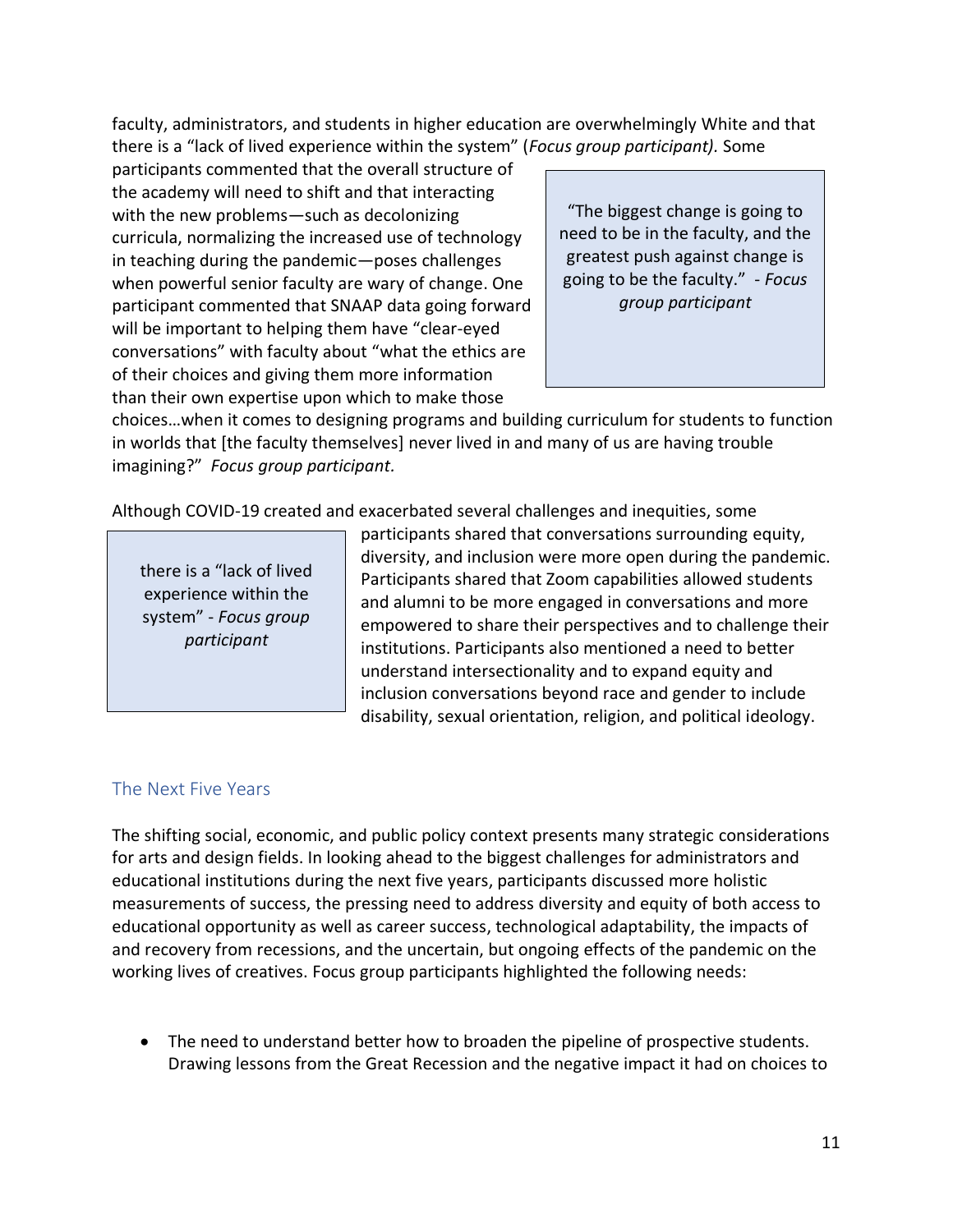faculty, administrators, and students in higher education are overwhelmingly White and that there is a "lack of lived experience within the system" (*Focus group participant).* Some participants commented that the overall structure of the academy will need to shift and that interacting with the new problems—such as decolonizing curricula, normalizing the increased use of technology in teaching during the pandemic—poses challenges when powerful senior faculty are wary of change. One participant commented that SNAAP data going forward will be important to helping them have "clear-eyed conversations" with faculty about "what the ethics are of their choices and giving them more information than their own expertise upon which to make those choices…when it comes to designing programs and building curriculum for students to function in worlds that [the faculty themselves] never lived in and many of us are having trouble imagining?" *Focus group participant.*

> "The biggest change is going to need to be in the faculty, and the greatest push against change is going to be the faculty." - *Focus group participant*

Although COVID-19 created and exacerbated several challenges and inequities, some participants shared that conversations surrounding equity, diversity, and inclusion were more open during the pandemic. Participants shared that Zoom capabilities allowed students and alumni to be more engaged in conversations and more empowered to share their perspectives and to challenge their institutions. Participants also mentioned a need to better understand intersectionality and to expand equity and inclusion conversations beyond race and gender to include disability, sexual orientation, religion, and political ideology.

> there is a "lack of lived experience within the system" - *Focus group participant*

## The Next Five Years

The shifting social, economic, and public policy context presents many strategic considerations for arts and design fields. In looking ahead to the biggest challenges for administrators and educational institutions during the next five years, participants discussed more holistic measurements of success, the pressing need to address diversity and equity of both access to educational opportunity as well as career success, technological adaptability, the impacts of and recovery from recessions, and the uncertain, but ongoing effects of the pandemic on the working lives of creatives. Focus group participants highlighted the following needs:

- The need to understand better how to broaden the pipeline of prospective students. Drawing lessons from the Great Recession and the negative impact it had on choices to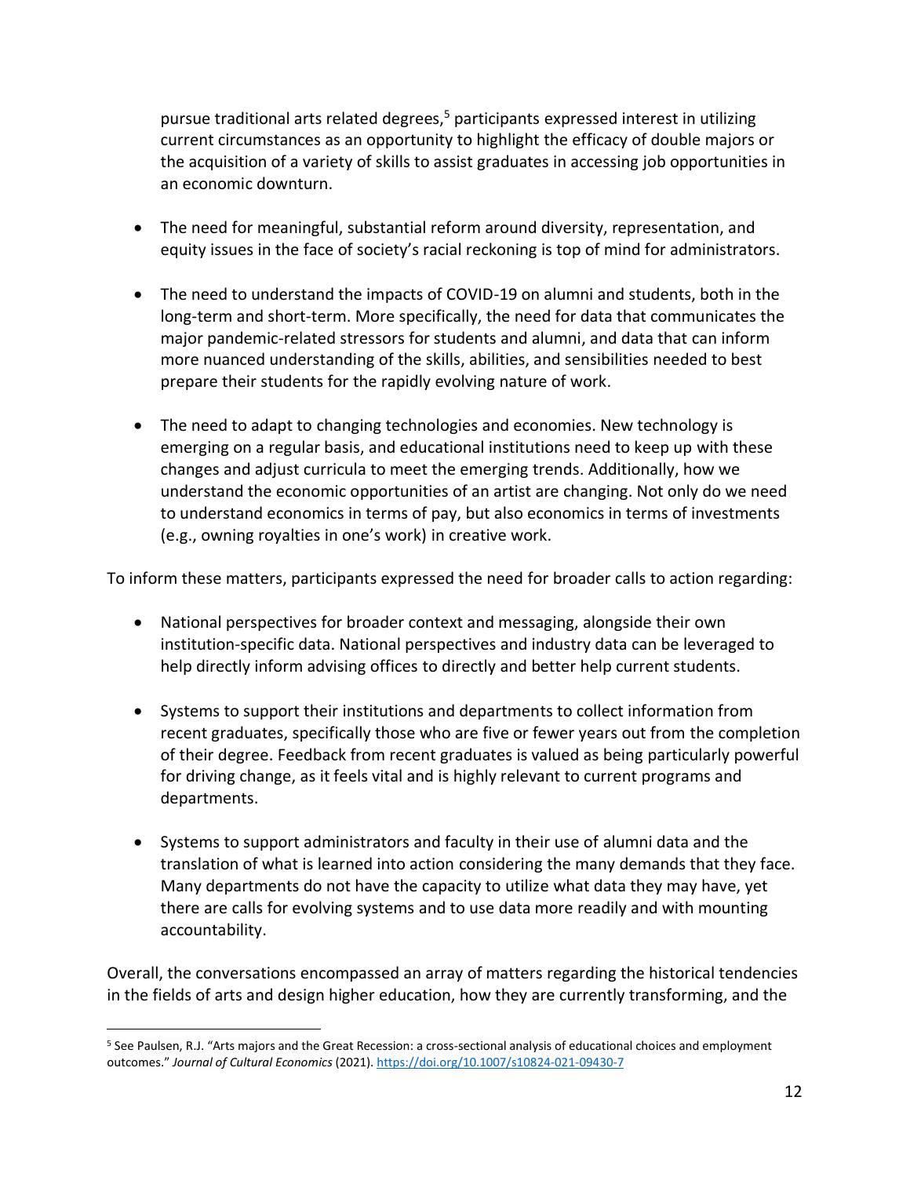pursue traditional arts related degrees,[5] participants expressed interest in utilizing current circumstances as an opportunity to highlight the efficacy of double majors or the acquisition of a variety of skills to assist graduates in accessing job opportunities in an economic downturn.

- The need for meaningful, substantial reform around diversity, representation, and equity issues in the face of society's racial reckoning is top of mind for administrators.

- The need to understand the impacts of COVID-19 on alumni and students, both in the long-term and short-term. More specifically, the need for data that communicates the major pandemic-related stressors for students and alumni, and data that can inform more nuanced understanding of the skills, abilities, and sensibilities needed to best prepare their students for the rapidly evolving nature of work.

- The need to adapt to changing technologies and economies. New technology is emerging on a regular basis, and educational institutions need to keep up with these changes and adjust curricula to meet the emerging trends. Additionally, how we understand the economic opportunities of an artist are changing. Not only do we need to understand economics in terms of pay, but also economics in terms of investments (e.g., owning royalties in one's work) in creative work.

To inform these matters, participants expressed the need for broader calls to action regarding:

- National perspectives for broader context and messaging, alongside their own institution-specific data. National perspectives and industry data can be leveraged to help directly inform advising offices to directly and better help current students.

- Systems to support their institutions and departments to collect information from recent graduates, specifically those who are five or fewer years out from the completion of their degree. Feedback from recent graduates is valued as being particularly powerful for driving change, as it feels vital and is highly relevant to current programs and departments.

- Systems to support administrators and faculty in their use of alumni data and the translation of what is learned into action considering the many demands that they face. Many departments do not have the capacity to utilize what data they may have, yet there are calls for evolving systems and to use data more readily and with mounting accountability.

Overall, the conversations encompassed an array of matters regarding the historical tendencies in the fields of arts and design higher education, how they are currently transforming, and the

---

[5] See Paulsen, R.J. "Arts majors and the Great Recession: a cross-sectional analysis of educational choices and employment outcomes." *Journal of Cultural Economics* (2021). https://doi.org/10.1007/s10824-021-09430-7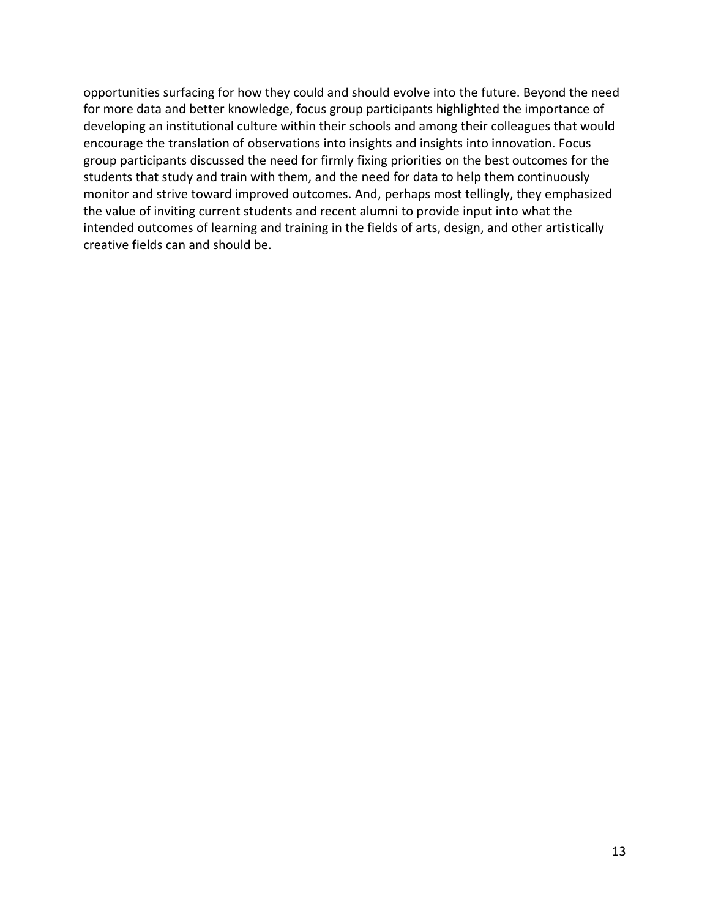opportunities surfacing for how they could and should evolve into the future. Beyond the need for more data and better knowledge, focus group participants highlighted the importance of developing an institutional culture within their schools and among their colleagues that would encourage the translation of observations into insights and insights into innovation. Focus group participants discussed the need for firmly fixing priorities on the best outcomes for the students that study and train with them, and the need for data to help them continuously monitor and strive toward improved outcomes. And, perhaps most tellingly, they emphasized the value of inviting current students and recent alumni to provide input into what the intended outcomes of learning and training in the fields of arts, design, and other artistically creative fields can and should be.